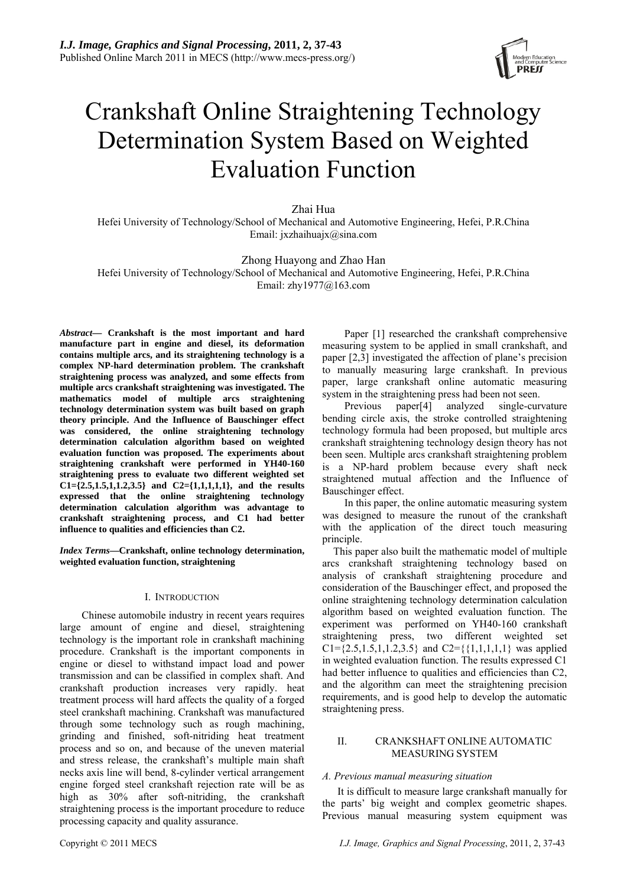# Crankshaft Online Straightening Technology Determination System Based on Weighted Evaluation Function

Zhai Hua
Hefei University of Technology/School of Mechanical and Automotive Engineering, Hefei, P.R.China
Email: jxzhaihuajx@sina.com

Zhong Huayong and Zhao Han
Hefei University of Technology/School of Mechanical and Automotive Engineering, Hefei, P.R.China
Email: zhy1977@163.com

***Abstract*— Crankshaft is the most important and hard manufacture part in engine and diesel, its deformation contains multiple arcs, and its straightening technology is a complex NP-hard determination problem. The crankshaft straightening process was analyzed, and some effects from multiple arcs crankshaft straightening was investigated. The mathematics model of multiple arcs straightening technology determination system was built based on graph theory principle. And the Influence of Bauschinger effect was considered, the online straightening technology determination calculation algorithm based on weighted evaluation function was proposed. The experiments about straightening crankshaft were performed in YH40-160 straightening press to evaluate two different weighted set C1={2.5,1.5,1,1.2,3.5} and C2={1,1,1,1,1}, and the results expressed that the online straightening technology determination calculation algorithm was advantage to crankshaft straightening process, and C1 had better influence to qualities and efficiencies than C2.**

***Index Terms*—Crankshaft, online technology determination, weighted evaluation function, straightening**

## I. INTRODUCTION

Chinese automobile industry in recent years requires large amount of engine and diesel, straightening technology is the important role in crankshaft machining procedure. Crankshaft is the important components in engine or diesel to withstand impact load and power transmission and can be classified in complex shaft. And crankshaft production increases very rapidly. heat treatment process will hard affects the quality of a forged steel crankshaft machining. Crankshaft was manufactured through some technology such as rough machining, grinding and finished, soft-nitriding heat treatment process and so on, and because of the uneven material and stress release, the crankshaft's multiple main shaft necks axis line will bend, 8-cylinder vertical arrangement engine forged steel crankshaft rejection rate will be as high as 30% after soft-nitriding, the crankshaft straightening process is the important procedure to reduce processing capacity and quality assurance.

Paper [1] researched the crankshaft comprehensive measuring system to be applied in small crankshaft, and paper [2,3] investigated the affection of plane's precision to manually measuring large crankshaft. In previous paper, large crankshaft online automatic measuring system in the straightening press had been not seen.

Previous paper[4] analyzed single-curvature bending circle axis, the stroke controlled straightening technology formula had been proposed, but multiple arcs crankshaft straightening technology design theory has not been seen. Multiple arcs crankshaft straightening problem is a NP-hard problem because every shaft neck straightened mutual affection and the Influence of Bauschinger effect.

In this paper, the online automatic measuring system was designed to measure the runout of the crankshaft with the application of the direct touch measuring principle.

This paper also built the mathematic model of multiple arcs crankshaft straightening technology based on analysis of crankshaft straightening procedure and consideration of the Bauschinger effect, and proposed the online straightening technology determination calculation algorithm based on weighted evaluation function. The experiment was performed on YH40-160 crankshaft straightening press, two different weighted set C1={2.5,1.5,1,1.2,3.5} and C2={{1,1,1,1,1} was applied in weighted evaluation function. The results expressed C1 had better influence to qualities and efficiencies than C2, and the algorithm can meet the straightening precision requirements, and is good help to develop the automatic straightening press.

## II. CRANKSHAFT ONLINE AUTOMATIC MEASURING SYSTEM

### *A. Previous manual measuring situation*

It is difficult to measure large crankshaft manually for the parts' big weight and complex geometric shapes. Previous manual measuring system equipment was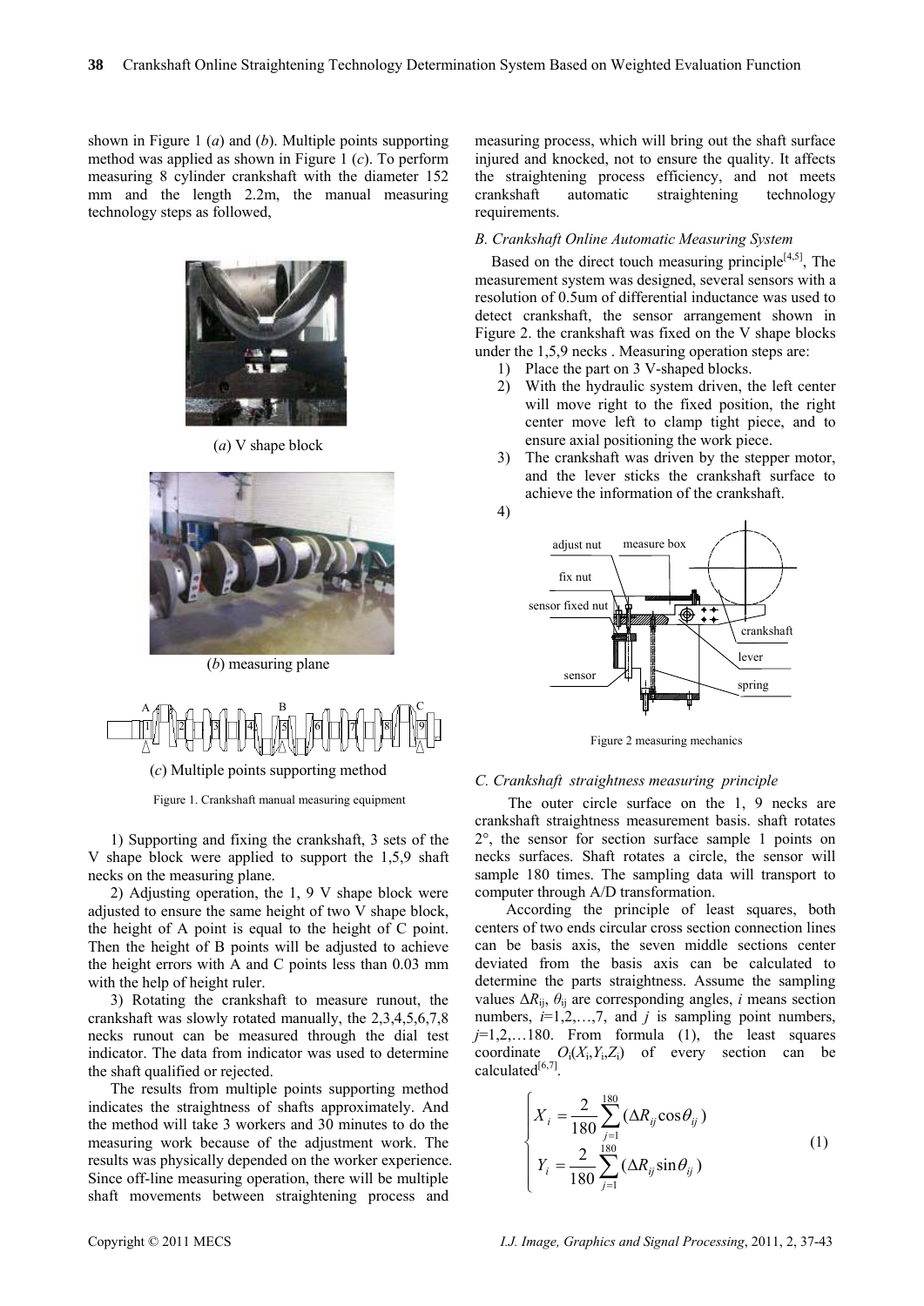shown in Figure 1 (*a*) and (*b*). Multiple points supporting method was applied as shown in Figure 1 (*c*). To perform measuring 8 cylinder crankshaft with the diameter 152 mm and the length 2.2m, the manual measuring technology steps as followed,

(*a*) V shape block

(*b*) measuring plane

(*c*) Multiple points supporting method

Figure 1. Crankshaft manual measuring equipment

1) Supporting and fixing the crankshaft, 3 sets of the V shape block were applied to support the 1,5,9 shaft necks on the measuring plane.

2) Adjusting operation, the 1, 9 V shape block were adjusted to ensure the same height of two V shape block, the height of A point is equal to the height of C point. Then the height of B points will be adjusted to achieve the height errors with A and C points less than 0.03 mm with the help of height ruler.

3) Rotating the crankshaft to measure runout, the crankshaft was slowly rotated manually, the 2,3,4,5,6,7,8 necks runout can be measured through the dial test indicator. The data from indicator was used to determine the shaft qualified or rejected.

The results from multiple points supporting method indicates the straightness of shafts approximately. And the method will take 3 workers and 30 minutes to do the measuring work because of the adjustment work. The results was physically depended on the worker experience. Since off-line measuring operation, there will be multiple shaft movements between straightening process and measuring process, which will bring out the shaft surface injured and knocked, not to ensure the quality. It affects the straightening process efficiency, and not meets crankshaft automatic straightening technology requirements.

### *B. Crankshaft Online Automatic Measuring System*

Based on the direct touch measuring principle[4,5], The measurement system was designed, several sensors with a resolution of 0.5um of differential inductance was used to detect crankshaft, the sensor arrangement shown in Figure 2. the crankshaft was fixed on the V shape blocks under the 1,5,9 necks . Measuring operation steps are:

1) Place the part on 3 V-shaped blocks.
2) With the hydraulic system driven, the left center will move right to the fixed position, the right center move left to clamp tight piece, and to ensure axial positioning the work piece.
3) The crankshaft was driven by the stepper motor, and the lever sticks the crankshaft surface to achieve the information of the crankshaft.
4)

Figure 2 measuring mechanics

### *C. Crankshaft straightness measuring principle*

The outer circle surface on the 1, 9 necks are crankshaft straightness measurement basis. shaft rotates 2°, the sensor for section surface sample 1 points on necks surfaces. Shaft rotates a circle, the sensor will sample 180 times. The sampling data will transport to computer through A/D transformation.

According the principle of least squares, both centers of two ends circular cross section connection lines can be basis axis, the seven middle sections center deviated from the basis axis can be calculated to determine the parts straightness. Assume the sampling values $\Delta R_{ij}$, $\theta_{ij}$ are corresponding angles, $i$ means section numbers, $i$=1,2,…,7, and $j$ is sampling point numbers, $j$=1,2,…180. From formula (1), the least squares coordinate $O_i(X_i,Y_i,Z_i)$ of every section can be calculated[6,7].

$$
\begin{cases}
X_i = \dfrac{2}{180}\sum_{j=1}^{180}(\Delta R_{ij}\cos\theta_{ij}) \\
Y_i = \dfrac{2}{180}\sum_{j=1}^{180}(\Delta R_{ij}\sin\theta_{ij})
\end{cases}
\tag{1}
$$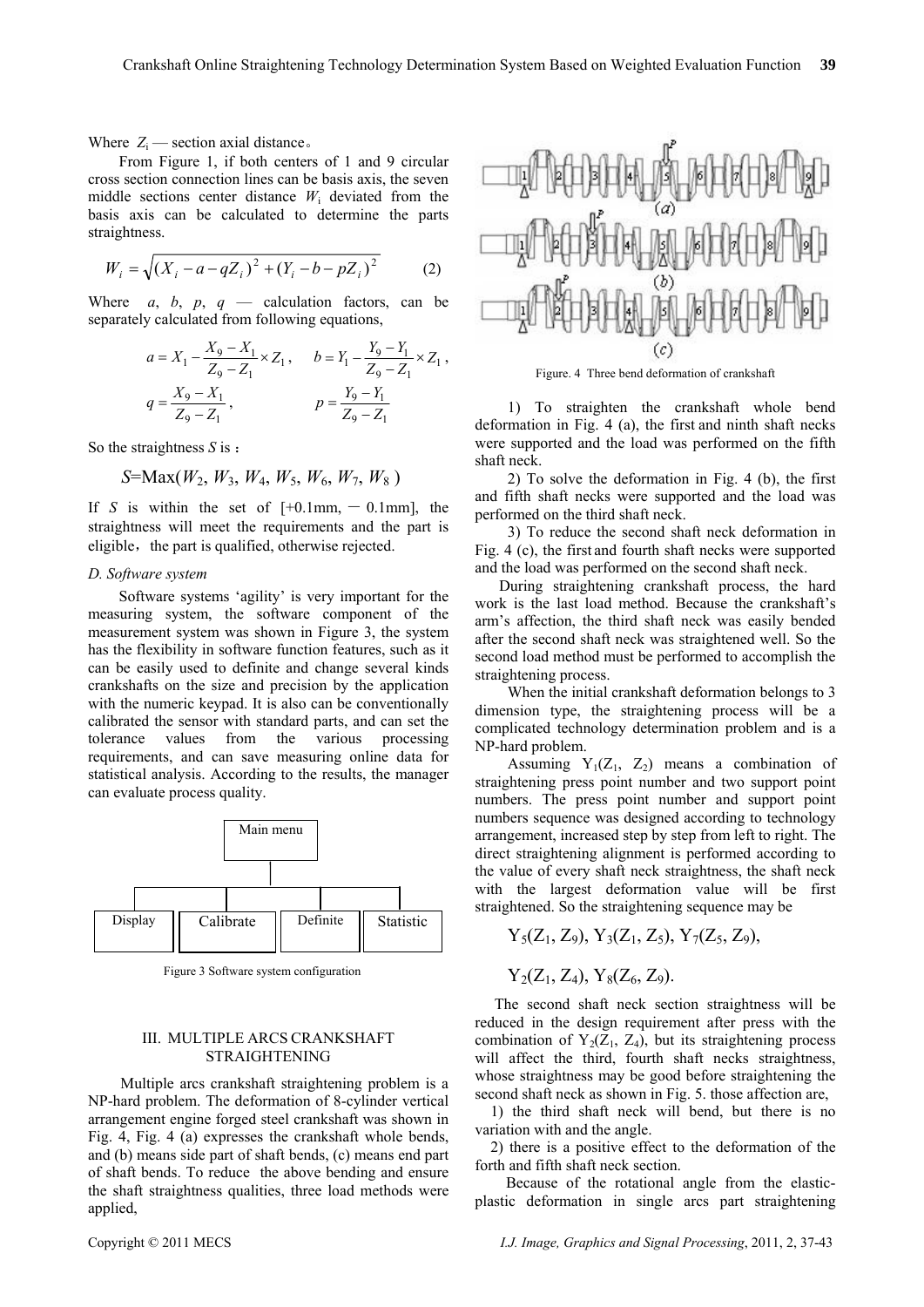Where $Z_i$ — section axial distance。

From Figure 1, if both centers of 1 and 9 circular cross section connection lines can be basis axis, the seven middle sections center distance $W_i$ deviated from the basis axis can be calculated to determine the parts straightness.

$$W_i = \sqrt{(X_i - a - qZ_i)^2 + (Y_i - b - pZ_i)^2} \qquad (2)$$

Where $a$, $b$, $p$, $q$ — calculation factors, can be separately calculated from following equations,

$$a = X_1 - \frac{X_9 - X_1}{Z_9 - Z_1} \times Z_1, \quad b = Y_1 - \frac{Y_9 - Y_1}{Z_9 - Z_1} \times Z_1,$$

$$q = \frac{X_9 - X_1}{Z_9 - Z_1}, \quad p = \frac{Y_9 - Y_1}{Z_9 - Z_1}$$

So the straightness $S$ is：

$$S = \mathrm{Max}(W_2, W_3, W_4, W_5, W_6, W_7, W_8)$$

If $S$ is within the set of [+0.1mm, − 0.1mm], the straightness will meet the requirements and the part is eligible，the part is qualified, otherwise rejected.

*D. Software system*

Software systems 'agility' is very important for the measuring system, the software component of the measurement system was shown in Figure 3, the system has the flexibility in software function features, such as it can be easily used to definite and change several kinds crankshafts on the size and precision by the application with the numeric keypad. It is also can be conventionally calibrated the sensor with standard parts, and can set the tolerance values from the various processing requirements, and can save measuring online data for statistical analysis. According to the results, the manager can evaluate process quality.

Main menu

Display | Calibrate | Definite | Statistic

Figure 3 Software system configuration

## III. MULTIPLE ARCS CRANKSHAFT STRAIGHTENING

Multiple arcs crankshaft straightening problem is a NP-hard problem. The deformation of 8-cylinder vertical arrangement engine forged steel crankshaft was shown in Fig. 4, Fig. 4 (a) expresses the crankshaft whole bends, and (b) means side part of shaft bends, (c) means end part of shaft bends. To reduce the above bending and ensure the shaft straightness qualities, three load methods were applied,

Figure. 4 Three bend deformation of crankshaft

1) To straighten the crankshaft whole bend deformation in Fig. 4 (a), the first and ninth shaft necks were supported and the load was performed on the fifth shaft neck.

2) To solve the deformation in Fig. 4 (b), the first and fifth shaft necks were supported and the load was performed on the third shaft neck.

3) To reduce the second shaft neck deformation in Fig. 4 (c), the first and fourth shaft necks were supported and the load was performed on the second shaft neck.

During straightening crankshaft process, the hard work is the last load method. Because the crankshaft's arm's affection, the third shaft neck was easily bended after the second shaft neck was straightened well. So the second load method must be performed to accomplish the straightening process.

When the initial crankshaft deformation belongs to 3 dimension type, the straightening process will be a complicated technology determination problem and is a NP-hard problem.

Assuming $Y_1(Z_1, Z_2)$ means a combination of straightening press point number and two support point numbers. The press point number and support point numbers sequence was designed according to technology arrangement, increased step by step from left to right. The direct straightening alignment is performed according to the value of every shaft neck straightness, the shaft neck with the largest deformation value will be first straightened. So the straightening sequence may be

$$Y_5(Z_1, Z_9), Y_3(Z_1, Z_5), Y_7(Z_5, Z_9),$$

$$Y_2(Z_1, Z_4), Y_8(Z_6, Z_9).$$

The second shaft neck section straightness will be reduced in the design requirement after press with the combination of $Y_2(Z_1, Z_4)$, but its straightening process will affect the third, fourth shaft necks straightness, whose straightness may be good before straightening the second shaft neck as shown in Fig. 5. those affection are,

1) the third shaft neck will bend, but there is no variation with and the angle.

2) there is a positive effect to the deformation of the forth and fifth shaft neck section.

Because of the rotational angle from the elastic-plastic deformation in single arcs part straightening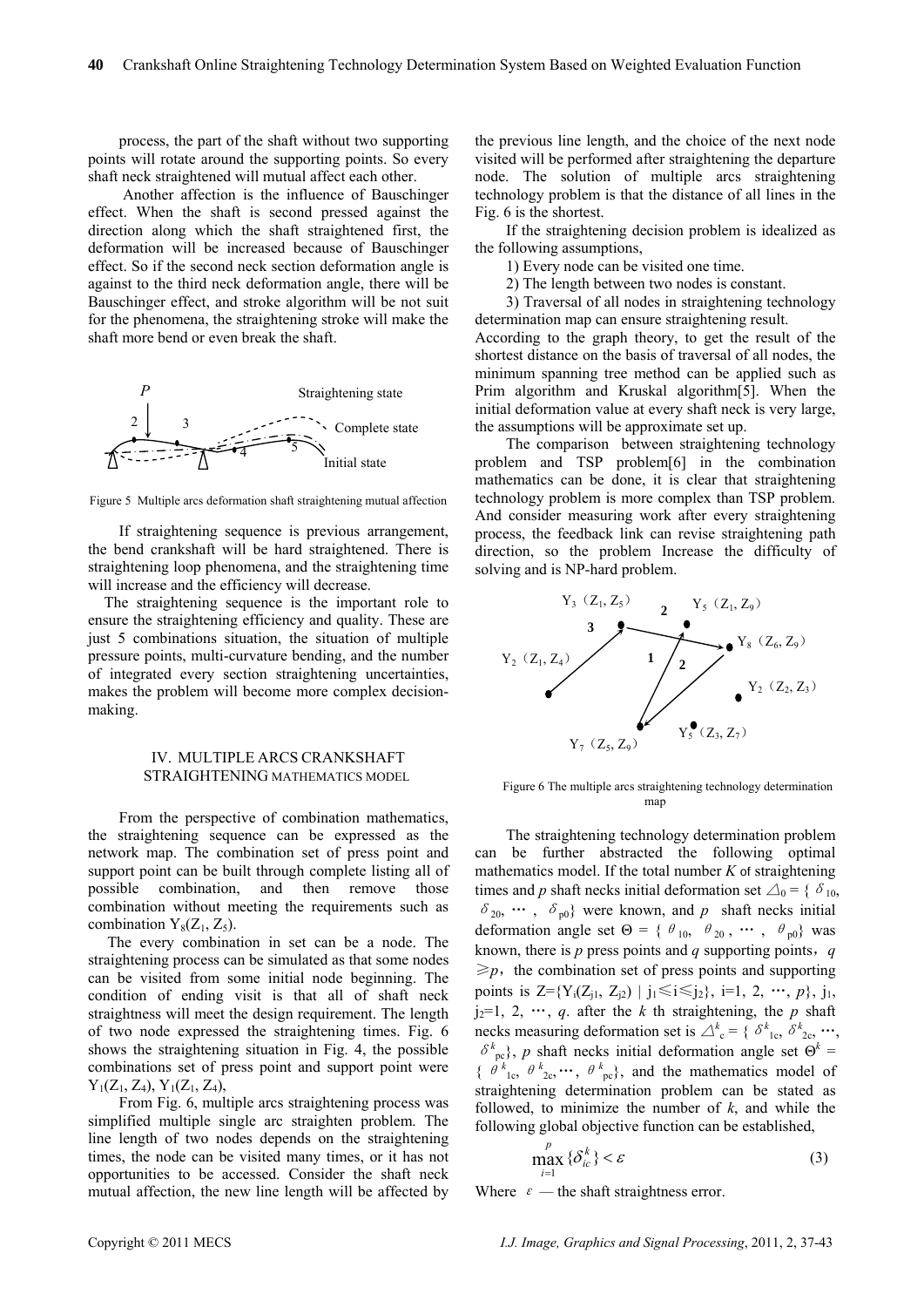process, the part of the shaft without two supporting points will rotate around the supporting points. So every shaft neck straightened will mutual affect each other.

Another affection is the influence of Bauschinger effect. When the shaft is second pressed against the direction along which the shaft straightened first, the deformation will be increased because of Bauschinger effect. So if the second neck section deformation angle is against to the third neck deformation angle, there will be Bauschinger effect, and stroke algorithm will be not suit for the phenomena, the straightening stroke will make the shaft more bend or even break the shaft.

Figure 5 Multiple arcs deformation shaft straightening mutual affection

If straightening sequence is previous arrangement, the bend crankshaft will be hard straightened. There is straightening loop phenomena, and the straightening time will increase and the efficiency will decrease.

The straightening sequence is the important role to ensure the straightening efficiency and quality. These are just 5 combinations situation, the situation of multiple pressure points, multi-curvature bending, and the number of integrated every section straightening uncertainties, makes the problem will become more complex decision-making.

## IV. MULTIPLE ARCS CRANKSHAFT STRAIGHTENING MATHEMATICS MODEL

From the perspective of combination mathematics, the straightening sequence can be expressed as the network map. The combination set of press point and support point can be built through complete listing all of possible combination, and then remove those combination without meeting the requirements such as combination $Y_8(Z_1, Z_5)$.

The every combination in set can be a node. The straightening process can be simulated as that some nodes can be visited from some initial node beginning. The condition of ending visit is that all of shaft neck straightness will meet the design requirement. The length of two node expressed the straightening times. Fig. 6 shows the straightening situation in Fig. 4, the possible combinations set of press point and support point were $Y_1(Z_1, Z_4)$, $Y_1(Z_1, Z_4)$,

From Fig. 6, multiple arcs straightening process was simplified multiple single arc straighten problem. The line length of two nodes depends on the straightening times, the node can be visited many times, or it has not opportunities to be accessed. Consider the shaft neck mutual affection, the new line length will be affected by the previous line length, and the choice of the next node visited will be performed after straightening the departure node. The solution of multiple arcs straightening technology problem is that the distance of all lines in the Fig. 6 is the shortest.

If the straightening decision problem is idealized as the following assumptions,

1) Every node can be visited one time.

2) The length between two nodes is constant.

3) Traversal of all nodes in straightening technology determination map can ensure straightening result.

According to the graph theory, to get the result of the shortest distance on the basis of traversal of all nodes, the minimum spanning tree method can be applied such as Prim algorithm and Kruskal algorithm[5]. When the initial deformation value at every shaft neck is very large, the assumptions will be approximate set up.

The comparison between straightening technology problem and TSP problem[6] in the combination mathematics can be done, it is clear that straightening technology problem is more complex than TSP problem. And consider measuring work after every straightening process, the feedback link can revise straightening path direction, so the problem Increase the difficulty of solving and is NP-hard problem.

Figure 6 The multiple arcs straightening technology determination map

The straightening technology determination problem can be further abstracted the following optimal mathematics model. If the total number *K* of straightening times and *p* shaft necks initial deformation set $\triangle_0 = \{\delta_{10}, \delta_{20}, \cdots, \delta_{p0}\}$ were known, and *p* shaft necks initial deformation angle set $\Theta = \{\theta_{10}, \theta_{20}, \cdots, \theta_{p0}\}$ was known, there is *p* press points and *q* supporting points, $q \geqslant p$, the combination set of press points and supporting points is $Z=\{Y_i(Z_{j1}, Z_{j2}) \mid j_1 \leqslant i \leqslant j_2\}$, $i=1, 2, \cdots, p\}$, $j_1, j_2=1, 2, \cdots, q$. after the *k* th straightening, the *p* shaft necks measuring deformation set is $\triangle^k_c = \{\delta^k_{1c}, \delta^k_{2c}, \cdots, \delta^k_{pc}\}$, *p* shaft necks initial deformation angle set $\Theta^k = \{\theta^k_{1c}, \theta^k_{2c}, \cdots, \theta^k_{pc}\}$, and the mathematics model of straightening determination problem can be stated as followed, to minimize the number of *k*, and while the following global objective function can be established,

$$\max_{i=1}^{p}\{\delta^k_{ic}\} < \varepsilon \tag{3}$$

Where $\varepsilon$ — the shaft straightness error.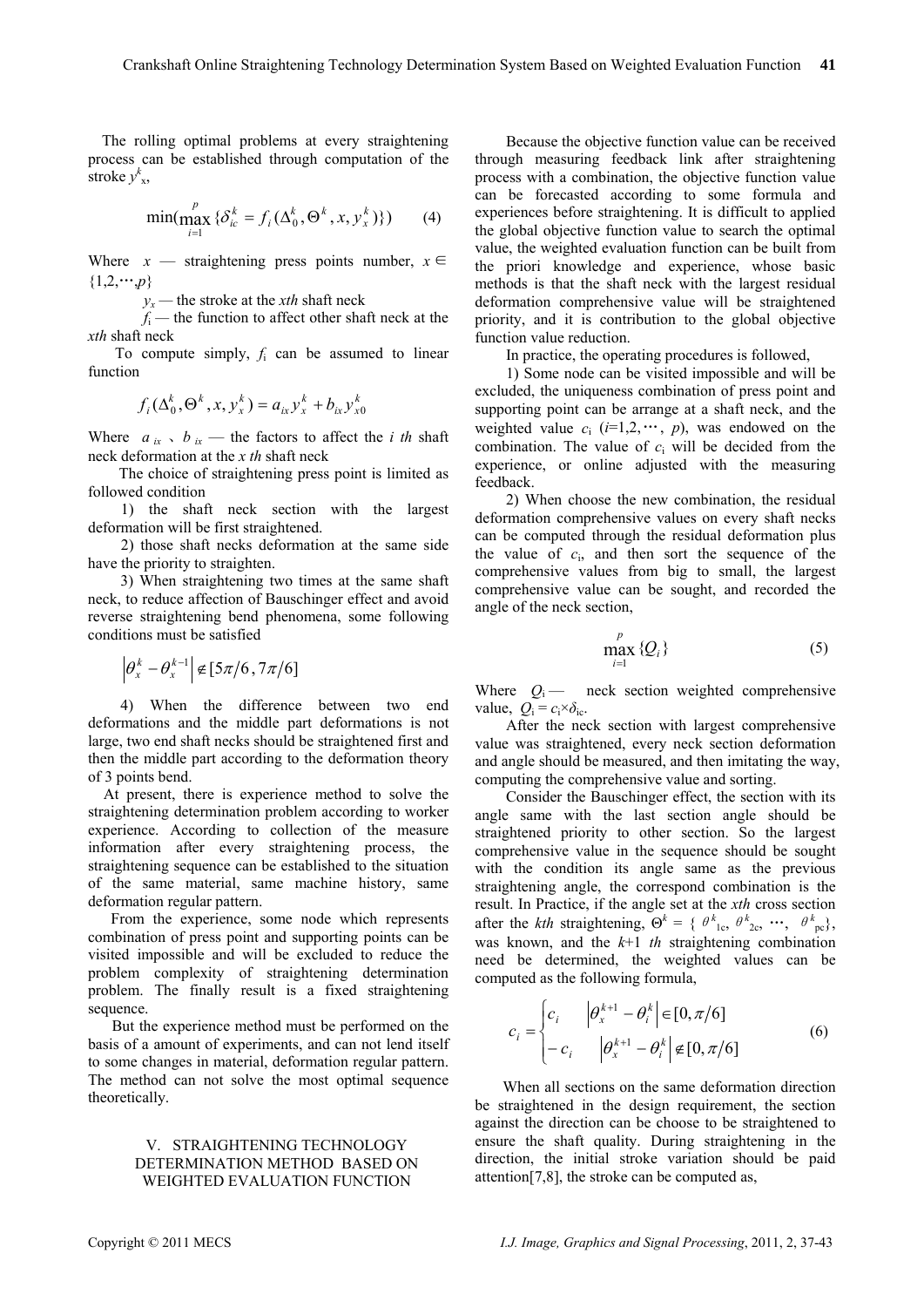The rolling optimal problems at every straightening process can be established through computation of the stroke $y^k_x$,

$$\min(\max_{i=1}^{p}\{\delta_{ic}^{k} = f_i(\Delta_0^k, \Theta^k, x, y_x^k)\}) \qquad (4)$$

Where $x$ — straightening press points number, $x \in \{1,2,\cdots,p\}$

$y_x$ — the stroke at the *xth* shaft neck

$f_i$ — the function to affect other shaft neck at the *xth* shaft neck

To compute simply, $f_i$ can be assumed to linear function

$$f_i(\Delta_0^k, \Theta^k, x, y_x^k) = a_{ix} y_x^k + b_{ix} y_{x0}^k$$

Where $a_{ix}$ 、$b_{ix}$ — the factors to affect the *i th* shaft neck deformation at the *x th* shaft neck

The choice of straightening press point is limited as followed condition

1) the shaft neck section with the largest deformation will be first straightened.

2) those shaft necks deformation at the same side have the priority to straighten.

3) When straightening two times at the same shaft neck, to reduce affection of Bauschinger effect and avoid reverse straightening bend phenomena, some following conditions must be satisfied

$$\left|\theta_x^k - \theta_x^{k-1}\right| \notin [5\pi/6, 7\pi/6]$$

4) When the difference between two end deformations and the middle part deformations is not large, two end shaft necks should be straightened first and then the middle part according to the deformation theory of 3 points bend.

At present, there is experience method to solve the straightening determination problem according to worker experience. According to collection of the measure information after every straightening process, the straightening sequence can be established to the situation of the same material, same machine history, same deformation regular pattern.

From the experience, some node which represents combination of press point and supporting points can be visited impossible and will be excluded to reduce the problem complexity of straightening determination problem. The finally result is a fixed straightening sequence.

But the experience method must be performed on the basis of a amount of experiments, and can not lend itself to some changes in material, deformation regular pattern. The method can not solve the most optimal sequence theoretically.

## V. STRAIGHTENING TECHNOLOGY DETERMINATION METHOD BASED ON WEIGHTED EVALUATION FUNCTION

Because the objective function value can be received through measuring feedback link after straightening process with a combination, the objective function value can be forecasted according to some formula and experiences before straightening. It is difficult to applied the global objective function value to search the optimal value, the weighted evaluation function can be built from the priori knowledge and experience, whose basic methods is that the shaft neck with the largest residual deformation comprehensive value will be straightened priority, and it is contribution to the global objective function value reduction.

In practice, the operating procedures is followed,

1) Some node can be visited impossible and will be excluded, the uniqueness combination of press point and supporting point can be arrange at a shaft neck, and the weighted value $c_i$ ($i$=1,2,$\cdots$, $p$), was endowed on the combination. The value of $c_i$ will be decided from the experience, or online adjusted with the measuring feedback.

2) When choose the new combination, the residual deformation comprehensive values on every shaft necks can be computed through the residual deformation plus the value of $c_i$, and then sort the sequence of the comprehensive values from big to small, the largest comprehensive value can be sought, and recorded the angle of the neck section,

$$\max_{i=1}^{p}\{Q_i\} \qquad (5)$$

Where $Q_i$ — neck section weighted comprehensive value, $Q_i = c_i \times \delta_{ic}$.

After the neck section with largest comprehensive value was straightened, every neck section deformation and angle should be measured, and then imitating the way, computing the comprehensive value and sorting.

Consider the Bauschinger effect, the section with its angle same with the last section angle should be straightened priority to other section. So the largest comprehensive value in the sequence should be sought with the condition its angle same as the previous straightening angle, the correspond combination is the result. In Practice, if the angle set at the *xth* cross section after the *kth* straightening, $\Theta^k = \{\theta^k_{1c}, \theta^k_{2c}, \cdots, \theta^k_{pc}\}$, was known, and the *k*+1 *th* straightening combination need be determined, the weighted values can be computed as the following formula,

$$c_i = \begin{cases} c_i & \left|\theta_x^{k+1} - \theta_i^k\right| \in [0, \pi/6] \\ -c_i & \left|\theta_x^{k+1} - \theta_i^k\right| \notin [0, \pi/6] \end{cases} \qquad (6)$$

When all sections on the same deformation direction be straightened in the design requirement, the section against the direction can be choose to be straightened to ensure the shaft quality. During straightening in the direction, the initial stroke variation should be paid attention[7,8], the stroke can be computed as,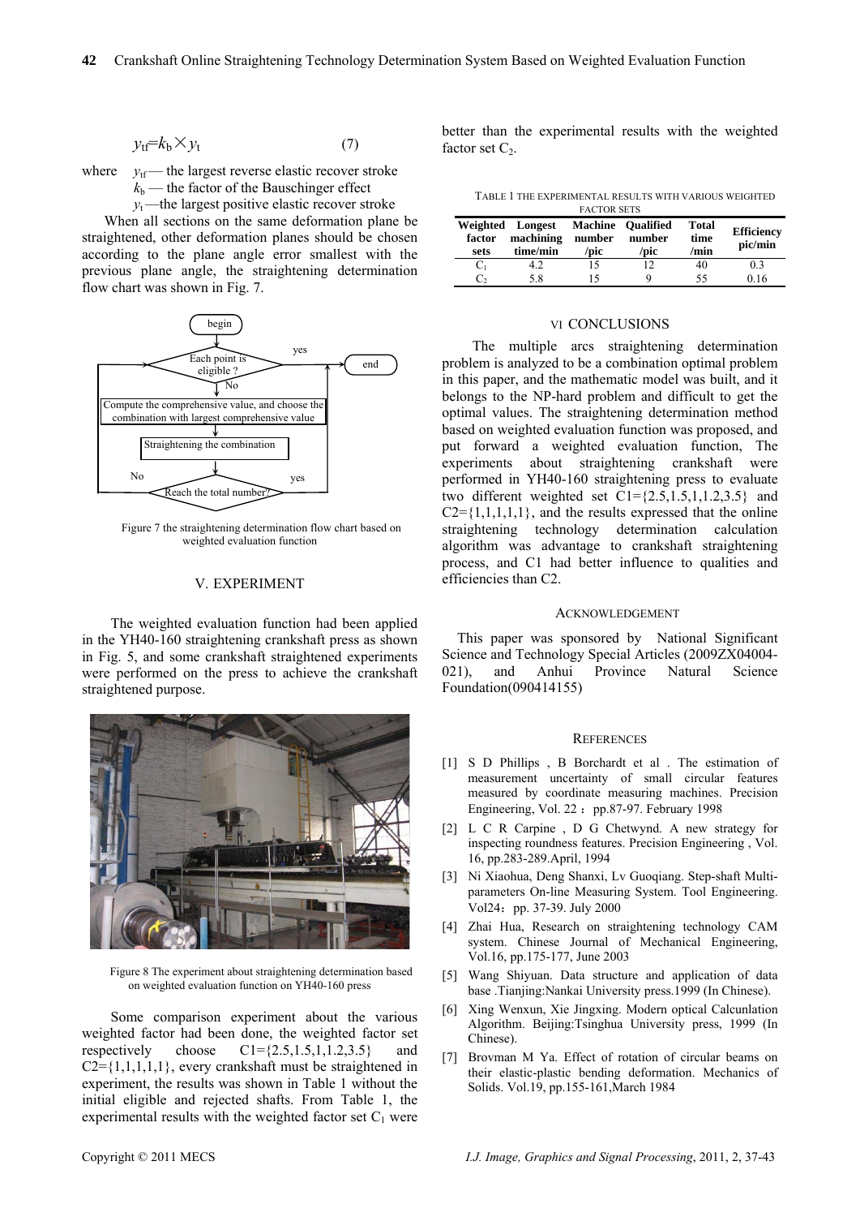$$y_{\mathrm{tf}}=k_{\mathrm{b}}\times y_{\mathrm{t}} \qquad (7)$$

where $y_{\mathrm{tf}}$ — the largest reverse elastic recover stroke

$k_{\mathrm{b}}$ — the factor of the Bauschinger effect

$y_{\mathrm{t}}$ —the largest positive elastic recover stroke

When all sections on the same deformation plane be straightened, other deformation planes should be chosen according to the plane angle error smallest with the previous plane angle, the straightening determination flow chart was shown in Fig. 7.

Figure 7 the straightening determination flow chart based on weighted evaluation function

## V. EXPERIMENT

The weighted evaluation function had been applied in the YH40-160 straightening crankshaft press as shown in Fig. 5, and some crankshaft straightened experiments were performed on the press to achieve the crankshaft straightened purpose.

Figure 8 The experiment about straightening determination based on weighted evaluation function on YH40-160 press

Some comparison experiment about the various weighted factor had been done, the weighted factor set respectively choose C1={2.5,1.5,1,1.2,3.5} and C2={1,1,1,1,1}, every crankshaft must be straightened in experiment, the results was shown in Table 1 without the initial eligible and rejected shafts. From Table 1, the experimental results with the weighted factor set $C_1$ were better than the experimental results with the weighted factor set $C_2$.

TABLE 1 THE EXPERIMENTAL RESULTS WITH VARIOUS WEIGHTED FACTOR SETS

| Weighted factor sets | Longest machining time/min | Machine number /pic | Qualified number /pic | Total time /min | Efficiency pic/min |
|---|---|---|---|---|---|
| $C_1$ | 4.2 | 15 | 12 | 40 | 0.3 |
| $C_2$ | 5.8 | 15 | 9 | 55 | 0.16 |

## VI CONCLUSIONS

The multiple arcs straightening determination problem is analyzed to be a combination optimal problem in this paper, and the mathematic model was built, and it belongs to the NP-hard problem and difficult to get the optimal values. The straightening determination method based on weighted evaluation function was proposed, and put forward a weighted evaluation function, The experiments about straightening crankshaft were performed in YH40-160 straightening press to evaluate two different weighted set C1={2.5,1.5,1,1.2,3.5} and C2={1,1,1,1,1}, and the results expressed that the online straightening technology determination calculation algorithm was advantage to crankshaft straightening process, and C1 had better influence to qualities and efficiencies than C2.

## ACKNOWLEDGEMENT

This paper was sponsored by National Significant Science and Technology Special Articles (2009ZX04004-021), and Anhui Province Natural Science Foundation(090414155)

## REFERENCES

[1] S D Phillips , B Borchardt et al . The estimation of measurement uncertainty of small circular features measured by coordinate measuring machines. Precision Engineering, Vol. 22：pp.87-97. February 1998

[2] L C R Carpine , D G Chetwynd. A new strategy for inspecting roundness features. Precision Engineering , Vol. 16, pp.283-289.April, 1994

[3] Ni Xiaohua, Deng Shanxi, Lv Guoqiang. Step-shaft Multi-parameters On-line Measuring System. Tool Engineering. Vol24：pp. 37-39. July 2000

[4] Zhai Hua, Research on straightening technology CAM system. Chinese Journal of Mechanical Engineering, Vol.16, pp.175-177, June 2003

[5] Wang Shiyuan. Data structure and application of data base .Tianjing:Nankai University press.1999 (In Chinese).

[6] Xing Wenxun, Xie Jingxing. Modern optical Calcunlation Algorithm. Beijing:Tsinghua University press, 1999 (In Chinese).

[7] Brovman M Ya. Effect of rotation of circular beams on their elastic-plastic bending deformation. Mechanics of Solids. Vol.19, pp.155-161,March 1984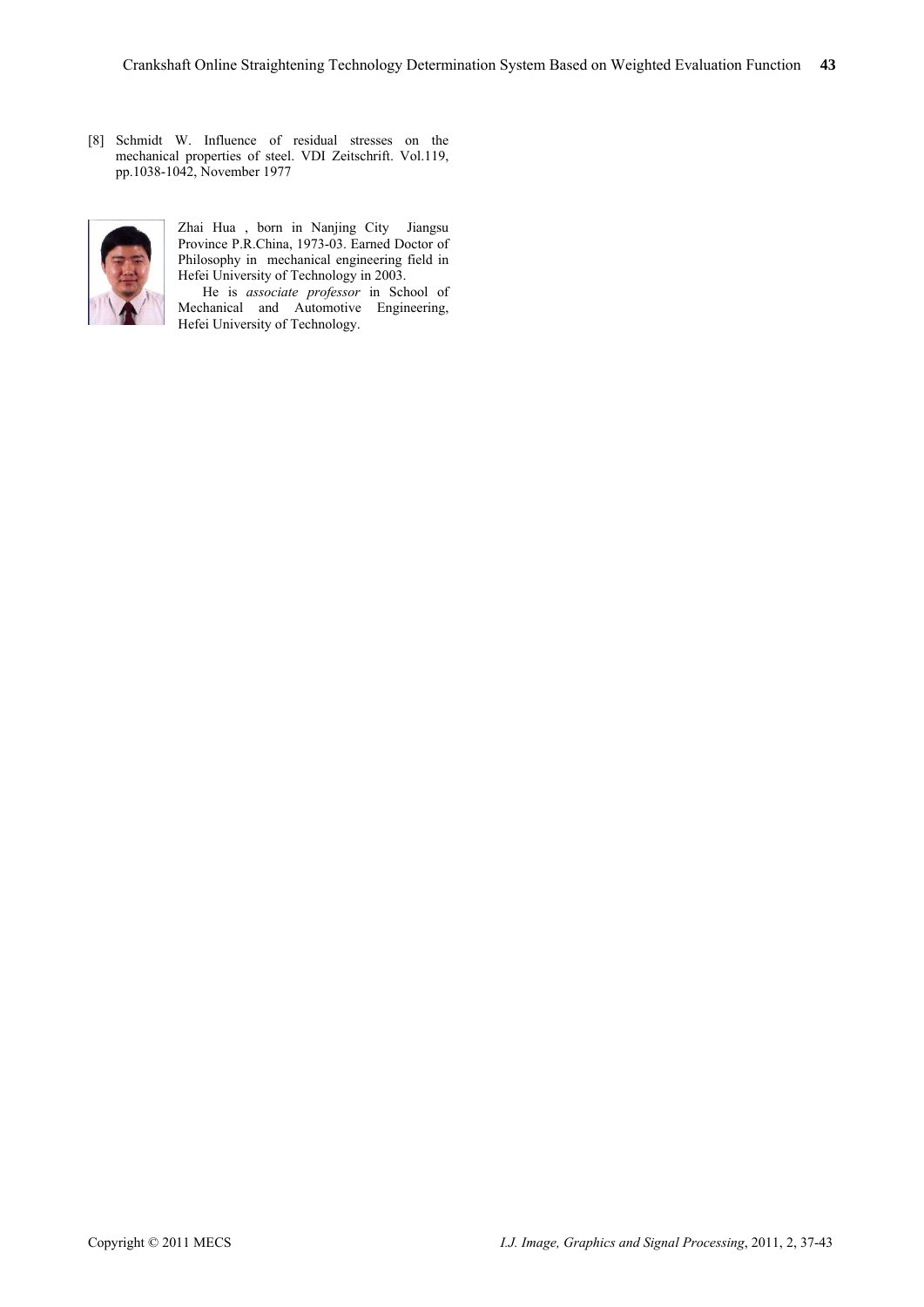[8] Schmidt W. Influence of residual stresses on the mechanical properties of steel. VDI Zeitschrift. Vol.119, pp.1038-1042, November 1977

Zhai Hua , born in Nanjing City Jiangsu Province P.R.China, 1973-03. Earned Doctor of Philosophy in mechanical engineering field in Hefei University of Technology in 2003.

He is *associate professor* in School of Mechanical and Automotive Engineering, Hefei University of Technology.